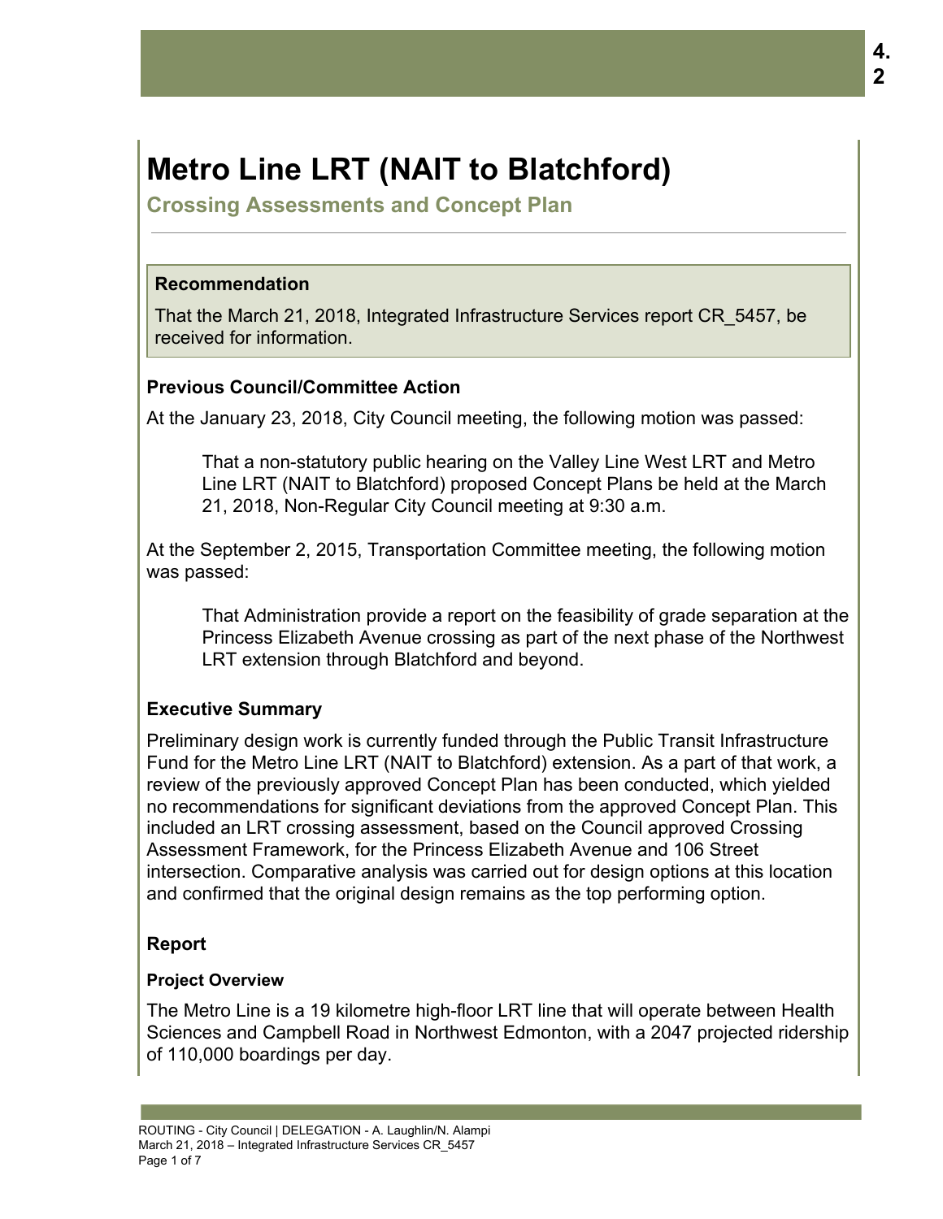# Metro Line LRT (NAIT to Blatchford)

## Crossing Assessments and Concept Plan

### Recommendation

That the March 21, 2018, Integrated Infrastructure Services report CR_5457, be received for information.

### Previous Council/Committee Action

At the January 23, 2018, City Council meeting, the following motion was passed:

> That a non-statutory public hearing on the Valley Line West LRT and Metro Line LRT (NAIT to Blatchford) proposed Concept Plans be held at the March 21, 2018, Non-Regular City Council meeting at 9:30 a.m.

At the September 2, 2015, Transportation Committee meeting, the following motion was passed:

> That Administration provide a report on the feasibility of grade separation at the Princess Elizabeth Avenue crossing as part of the next phase of the Northwest LRT extension through Blatchford and beyond.

### Executive Summary

Preliminary design work is currently funded through the Public Transit Infrastructure Fund for the Metro Line LRT (NAIT to Blatchford) extension. As a part of that work, a review of the previously approved Concept Plan has been conducted, which yielded no recommendations for significant deviations from the approved Concept Plan. This included an LRT crossing assessment, based on the Council approved Crossing Assessment Framework, for the Princess Elizabeth Avenue and 106 Street intersection. Comparative analysis was carried out for design options at this location and confirmed that the original design remains as the top performing option.

### Report

#### Project Overview

The Metro Line is a 19 kilometre high-floor LRT line that will operate between Health Sciences and Campbell Road in Northwest Edmonton, with a 2047 projected ridership of 110,000 boardings per day.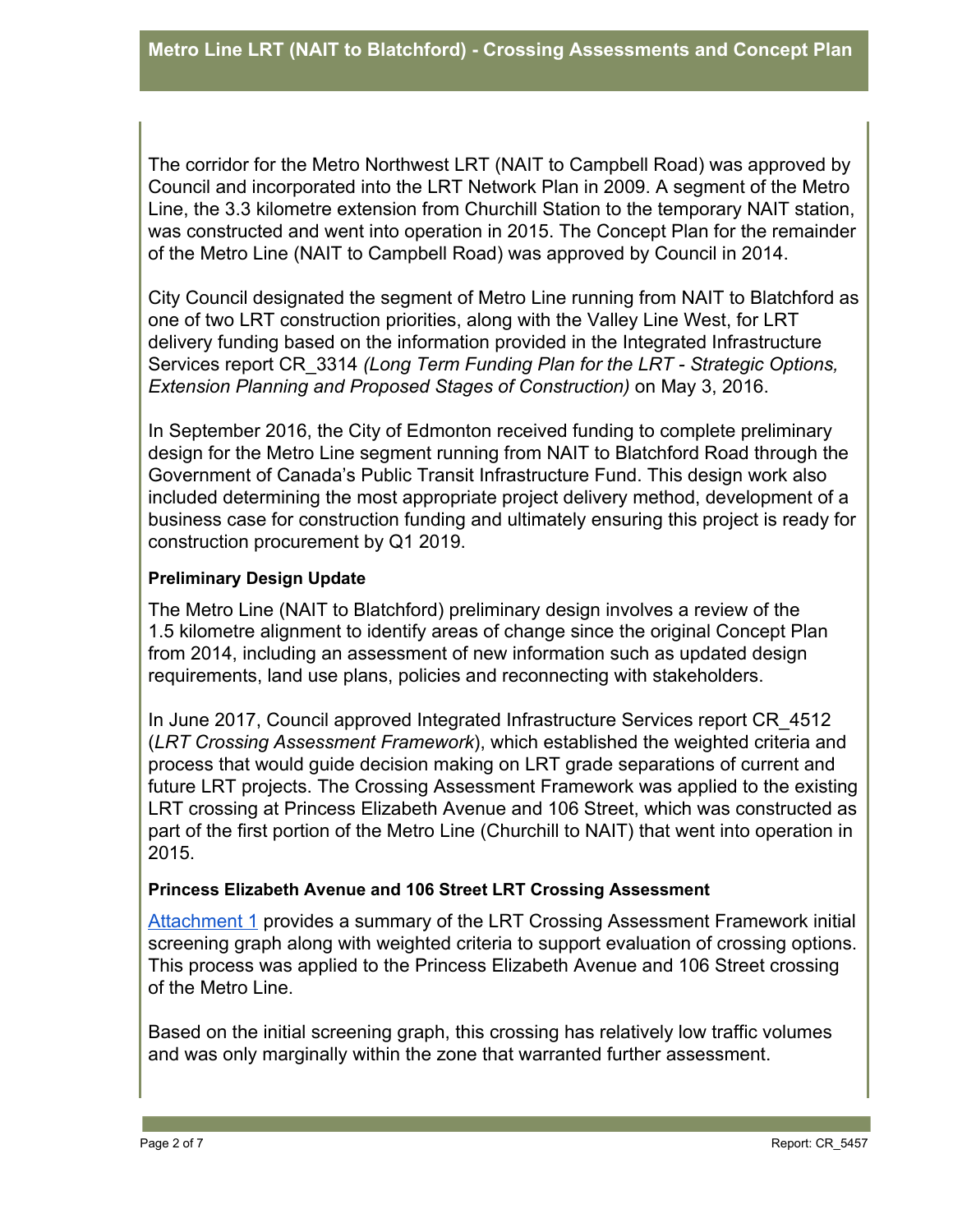The corridor for the Metro Northwest LRT (NAIT to Campbell Road) was approved by Council and incorporated into the LRT Network Plan in 2009. A segment of the Metro Line, the 3.3 kilometre extension from Churchill Station to the temporary NAIT station, was constructed and went into operation in 2015. The Concept Plan for the remainder of the Metro Line (NAIT to Campbell Road) was approved by Council in 2014.

City Council designated the segment of Metro Line running from NAIT to Blatchford as one of two LRT construction priorities, along with the Valley Line West, for LRT delivery funding based on the information provided in the Integrated Infrastructure Services report CR_3314 *(Long Term Funding Plan for the LRT - Strategic Options, Extension Planning and Proposed Stages of Construction)* on May 3, 2016.

In September 2016, the City of Edmonton received funding to complete preliminary design for the Metro Line segment running from NAIT to Blatchford Road through the Government of Canada's Public Transit Infrastructure Fund. This design work also included determining the most appropriate project delivery method, development of a business case for construction funding and ultimately ensuring this project is ready for construction procurement by Q1 2019.

**Preliminary Design Update**

The Metro Line (NAIT to Blatchford) preliminary design involves a review of the 1.5 kilometre alignment to identify areas of change since the original Concept Plan from 2014, including an assessment of new information such as updated design requirements, land use plans, policies and reconnecting with stakeholders.

In June 2017, Council approved Integrated Infrastructure Services report CR_4512 (*LRT Crossing Assessment Framework*), which established the weighted criteria and process that would guide decision making on LRT grade separations of current and future LRT projects. The Crossing Assessment Framework was applied to the existing LRT crossing at Princess Elizabeth Avenue and 106 Street, which was constructed as part of the first portion of the Metro Line (Churchill to NAIT) that went into operation in 2015.

**Princess Elizabeth Avenue and 106 Street LRT Crossing Assessment**

Attachment 1 provides a summary of the LRT Crossing Assessment Framework initial screening graph along with weighted criteria to support evaluation of crossing options. This process was applied to the Princess Elizabeth Avenue and 106 Street crossing of the Metro Line.

Based on the initial screening graph, this crossing has relatively low traffic volumes and was only marginally within the zone that warranted further assessment.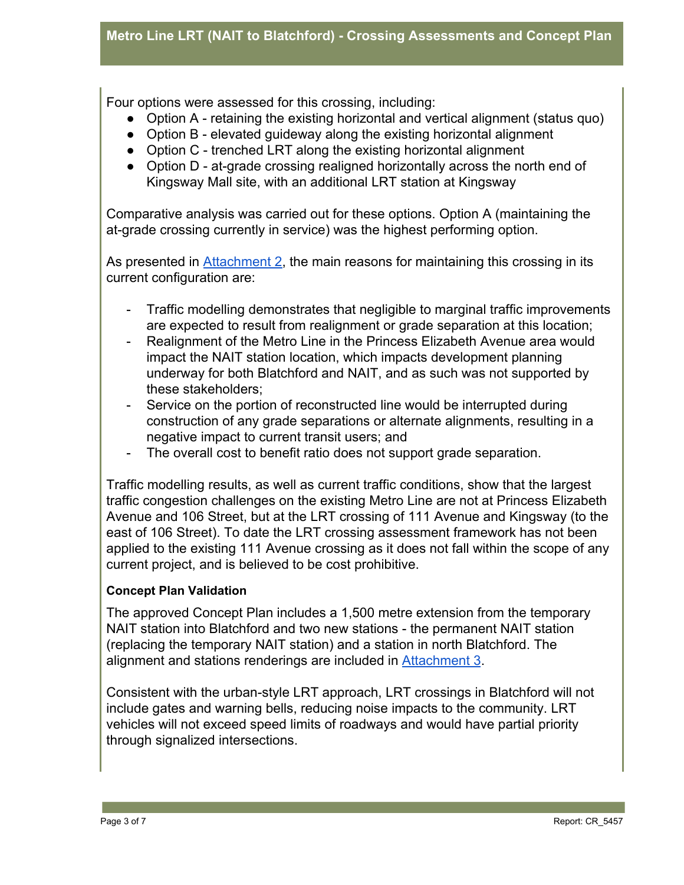Four options were assessed for this crossing, including:

- Option A - retaining the existing horizontal and vertical alignment (status quo)
- Option B - elevated guideway along the existing horizontal alignment
- Option C - trenched LRT along the existing horizontal alignment
- Option D - at-grade crossing realigned horizontally across the north end of Kingsway Mall site, with an additional LRT station at Kingsway

Comparative analysis was carried out for these options. Option A (maintaining the at-grade crossing currently in service) was the highest performing option.

As presented in Attachment 2, the main reasons for maintaining this crossing in its current configuration are:

- Traffic modelling demonstrates that negligible to marginal traffic improvements are expected to result from realignment or grade separation at this location;
- Realignment of the Metro Line in the Princess Elizabeth Avenue area would impact the NAIT station location, which impacts development planning underway for both Blatchford and NAIT, and as such was not supported by these stakeholders;
- Service on the portion of reconstructed line would be interrupted during construction of any grade separations or alternate alignments, resulting in a negative impact to current transit users; and
- The overall cost to benefit ratio does not support grade separation.

Traffic modelling results, as well as current traffic conditions, show that the largest traffic congestion challenges on the existing Metro Line are not at Princess Elizabeth Avenue and 106 Street, but at the LRT crossing of 111 Avenue and Kingsway (to the east of 106 Street). To date the LRT crossing assessment framework has not been applied to the existing 111 Avenue crossing as it does not fall within the scope of any current project, and is believed to be cost prohibitive.

**Concept Plan Validation**

The approved Concept Plan includes a 1,500 metre extension from the temporary NAIT station into Blatchford and two new stations - the permanent NAIT station (replacing the temporary NAIT station) and a station in north Blatchford. The alignment and stations renderings are included in Attachment 3.

Consistent with the urban-style LRT approach, LRT crossings in Blatchford will not include gates and warning bells, reducing noise impacts to the community. LRT vehicles will not exceed speed limits of roadways and would have partial priority through signalized intersections.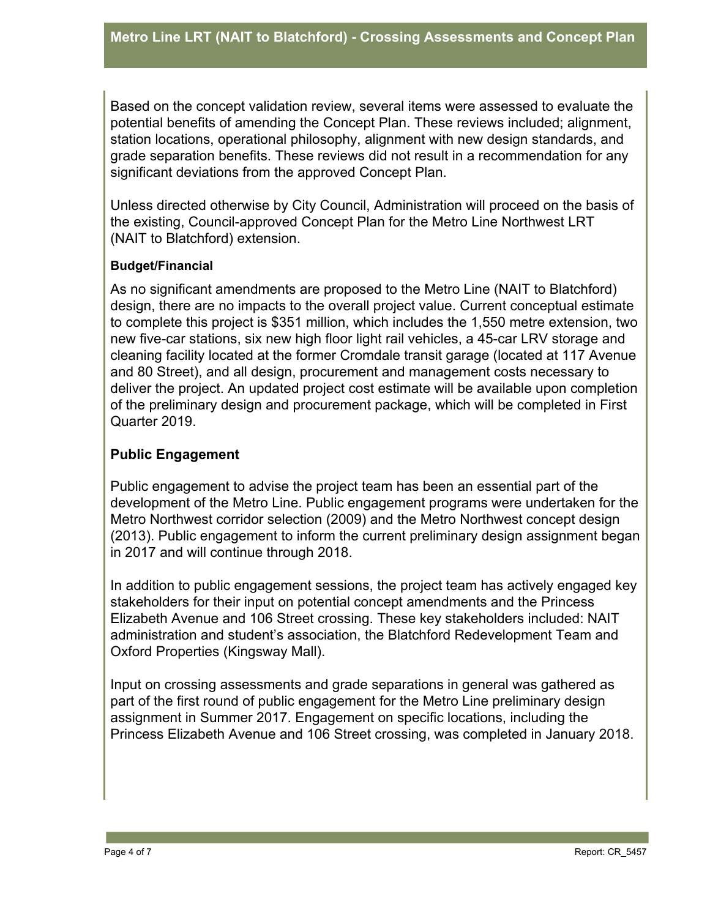Based on the concept validation review, several items were assessed to evaluate the potential benefits of amending the Concept Plan. These reviews included; alignment, station locations, operational philosophy, alignment with new design standards, and grade separation benefits. These reviews did not result in a recommendation for any significant deviations from the approved Concept Plan.

Unless directed otherwise by City Council, Administration will proceed on the basis of the existing, Council-approved Concept Plan for the Metro Line Northwest LRT (NAIT to Blatchford) extension.

**Budget/Financial**

As no significant amendments are proposed to the Metro Line (NAIT to Blatchford) design, there are no impacts to the overall project value. Current conceptual estimate to complete this project is $351 million, which includes the 1,550 metre extension, two new five-car stations, six new high floor light rail vehicles, a 45-car LRV storage and cleaning facility located at the former Cromdale transit garage (located at 117 Avenue and 80 Street), and all design, procurement and management costs necessary to deliver the project. An updated project cost estimate will be available upon completion of the preliminary design and procurement package, which will be completed in First Quarter 2019.

## Public Engagement

Public engagement to advise the project team has been an essential part of the development of the Metro Line. Public engagement programs were undertaken for the Metro Northwest corridor selection (2009) and the Metro Northwest concept design (2013). Public engagement to inform the current preliminary design assignment began in 2017 and will continue through 2018.

In addition to public engagement sessions, the project team has actively engaged key stakeholders for their input on potential concept amendments and the Princess Elizabeth Avenue and 106 Street crossing. These key stakeholders included: NAIT administration and student's association, the Blatchford Redevelopment Team and Oxford Properties (Kingsway Mall).

Input on crossing assessments and grade separations in general was gathered as part of the first round of public engagement for the Metro Line preliminary design assignment in Summer 2017. Engagement on specific locations, including the Princess Elizabeth Avenue and 106 Street crossing, was completed in January 2018.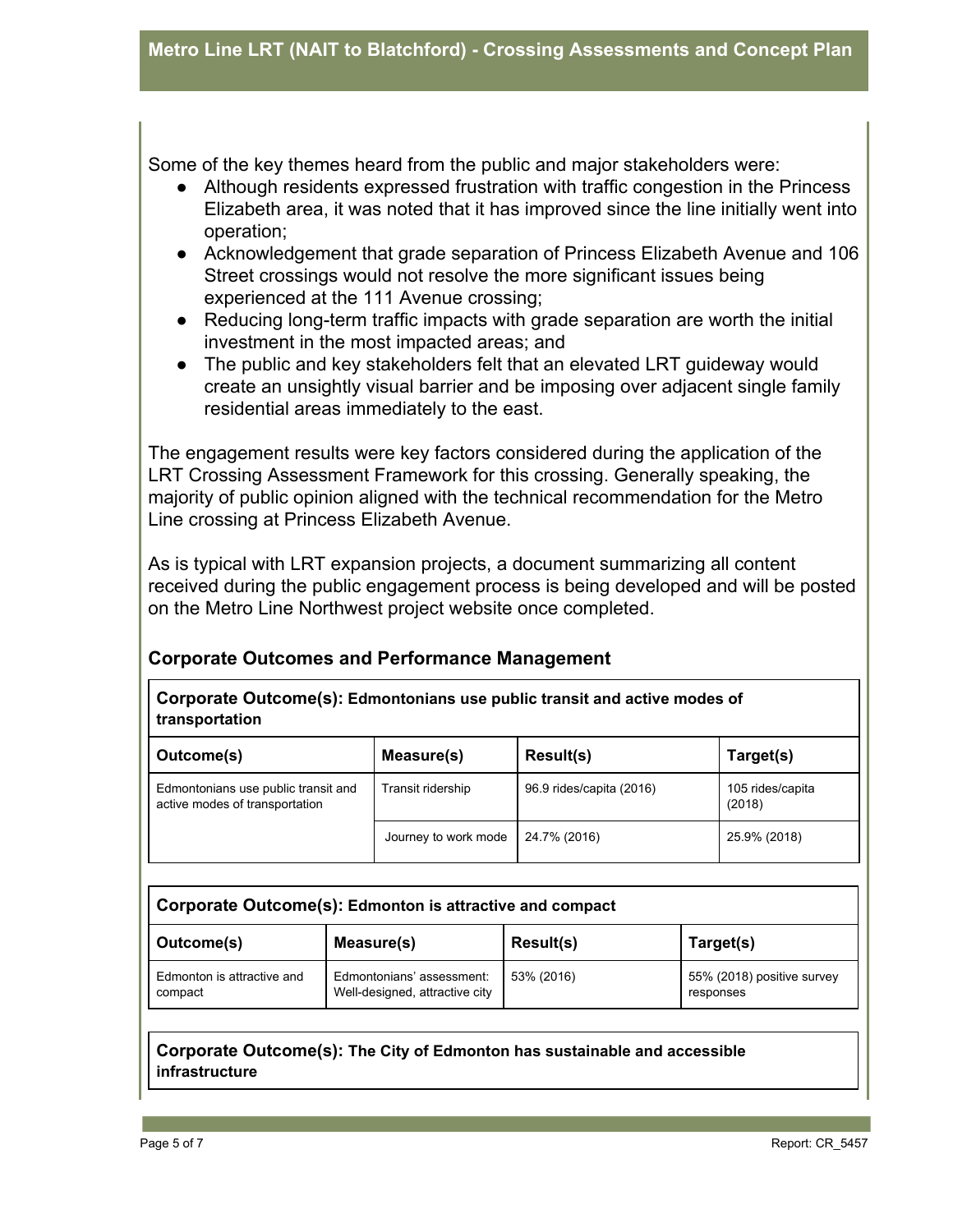Some of the key themes heard from the public and major stakeholders were:

- Although residents expressed frustration with traffic congestion in the Princess Elizabeth area, it was noted that it has improved since the line initially went into operation;
- Acknowledgement that grade separation of Princess Elizabeth Avenue and 106 Street crossings would not resolve the more significant issues being experienced at the 111 Avenue crossing;
- Reducing long-term traffic impacts with grade separation are worth the initial investment in the most impacted areas; and
- The public and key stakeholders felt that an elevated LRT guideway would create an unsightly visual barrier and be imposing over adjacent single family residential areas immediately to the east.

The engagement results were key factors considered during the application of the LRT Crossing Assessment Framework for this crossing. Generally speaking, the majority of public opinion aligned with the technical recommendation for the Metro Line crossing at Princess Elizabeth Avenue.

As is typical with LRT expansion projects, a document summarizing all content received during the public engagement process is being developed and will be posted on the Metro Line Northwest project website once completed.

## Corporate Outcomes and Performance Management

**Corporate Outcome(s): Edmontonians use public transit and active modes of transportation**

| Outcome(s) | Measure(s) | Result(s) | Target(s) |
|---|---|---|---|
| Edmontonians use public transit and active modes of transportation | Transit ridership | 96.9 rides/capita (2016) | 105 rides/capita (2018) |
| | Journey to work mode | 24.7% (2016) | 25.9% (2018) |

**Corporate Outcome(s): Edmonton is attractive and compact**

| Outcome(s) | Measure(s) | Result(s) | Target(s) |
|---|---|---|---|
| Edmonton is attractive and compact | Edmontonians' assessment: Well-designed, attractive city | 53% (2016) | 55% (2018) positive survey responses |

**Corporate Outcome(s): The City of Edmonton has sustainable and accessible infrastructure**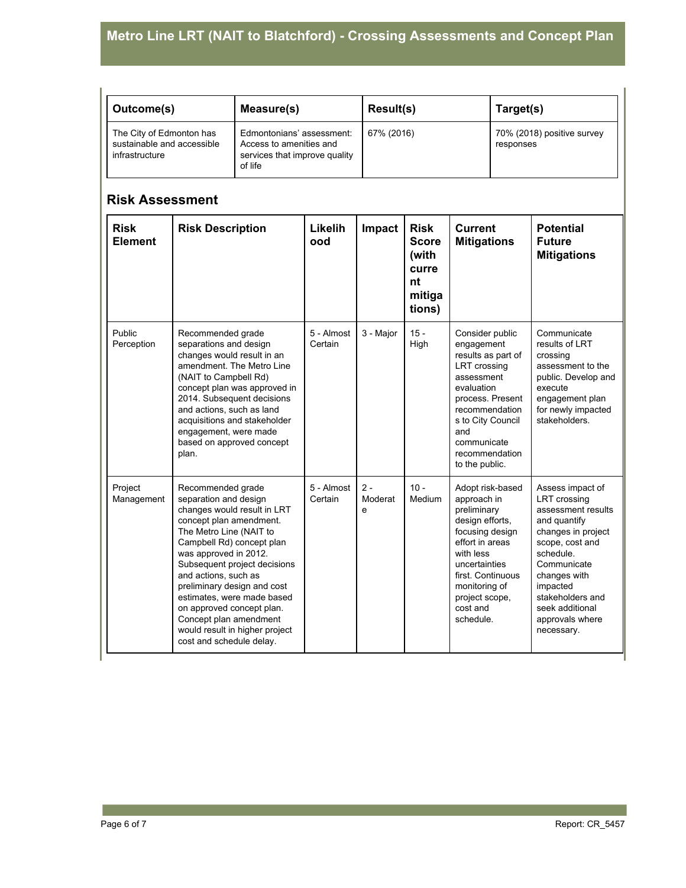| Outcome(s) | Measure(s) | Result(s) | Target(s) |
| --- | --- | --- | --- |
| The City of Edmonton has sustainable and accessible infrastructure | Edmontonians' assessment: Access to amenities and services that improve quality of life | 67% (2016) | 70% (2018) positive survey responses |

## Risk Assessment

| Risk Element | Risk Description | Likelihood | Impact | Risk Score (with current mitigations) | Current Mitigations | Potential Future Mitigations |
| --- | --- | --- | --- | --- | --- | --- |
| Public Perception | Recommended grade separations and design changes would result in an amendment. The Metro Line (NAIT to Campbell Rd) concept plan was approved in 2014. Subsequent decisions and actions, such as land acquisitions and stakeholder engagement, were made based on approved concept plan. | 5 - Almost Certain | 3 - Major | 15 - High | Consider public engagement results as part of LRT crossing assessment evaluation process. Present recommendations to City Council and communicate recommendation to the public. | Communicate results of LRT crossing assessment to the public. Develop and execute engagement plan for newly impacted stakeholders. |
| Project Management | Recommended grade separation and design changes would result in LRT concept plan amendment. The Metro Line (NAIT to Campbell Rd) concept plan was approved in 2012. Subsequent project decisions and actions, such as preliminary design and cost estimates, were made based on approved concept plan. Concept plan amendment would result in higher project cost and schedule delay. | 5 - Almost Certain | 2 - Moderate | 10 - Medium | Adopt risk-based approach in preliminary design efforts, focusing design effort in areas with less uncertainties first. Continuous monitoring of project scope, cost and schedule. | Assess impact of LRT crossing assessment results and quantify changes in project scope, cost and schedule. Communicate changes with impacted stakeholders and seek additional approvals where necessary. |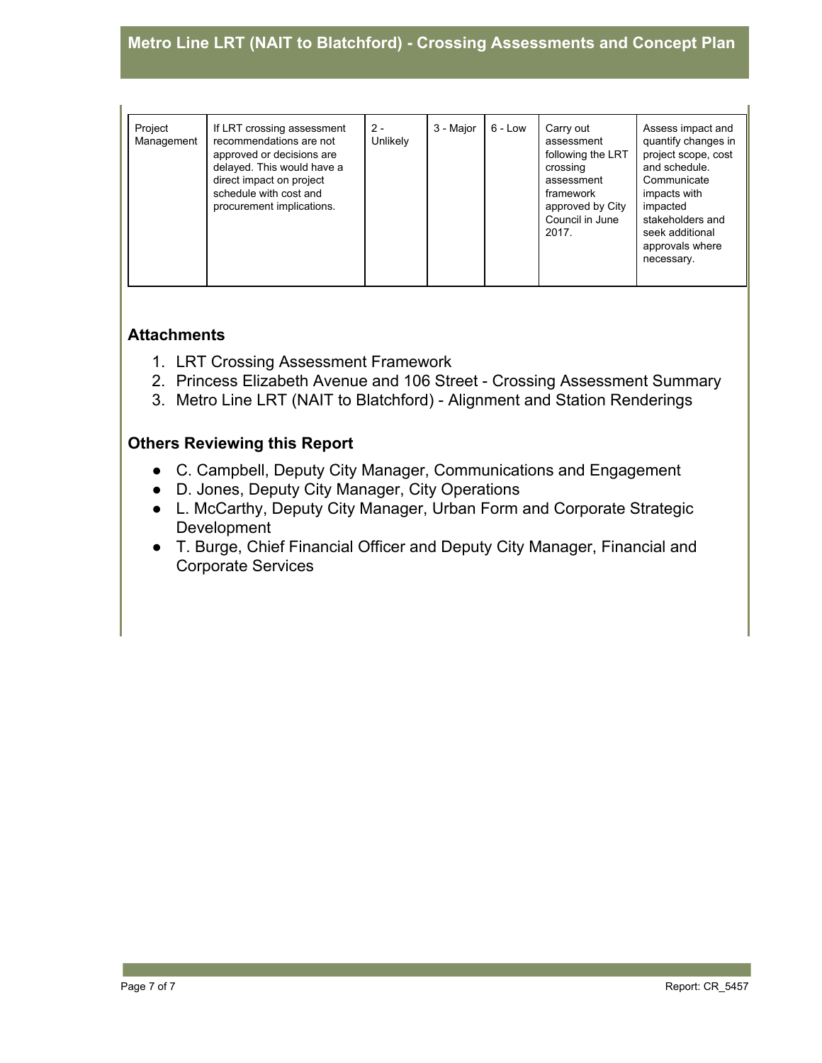| | | | | | | |
|---|---|---|---|---|---|---|
| Project Management | If LRT crossing assessment recommendations are not approved or decisions are delayed. This would have a direct impact on project schedule with cost and procurement implications. | 2 - Unlikely | 3 - Major | 6 - Low | Carry out assessment following the LRT crossing assessment framework approved by City Council in June 2017. | Assess impact and quantify changes in project scope, cost and schedule. Communicate impacts with impacted stakeholders and seek additional approvals where necessary. |

## Attachments

1. LRT Crossing Assessment Framework
2. Princess Elizabeth Avenue and 106 Street - Crossing Assessment Summary
3. Metro Line LRT (NAIT to Blatchford) - Alignment and Station Renderings

## Others Reviewing this Report

- C. Campbell, Deputy City Manager, Communications and Engagement
- D. Jones, Deputy City Manager, City Operations
- L. McCarthy, Deputy City Manager, Urban Form and Corporate Strategic Development
- T. Burge, Chief Financial Officer and Deputy City Manager, Financial and Corporate Services